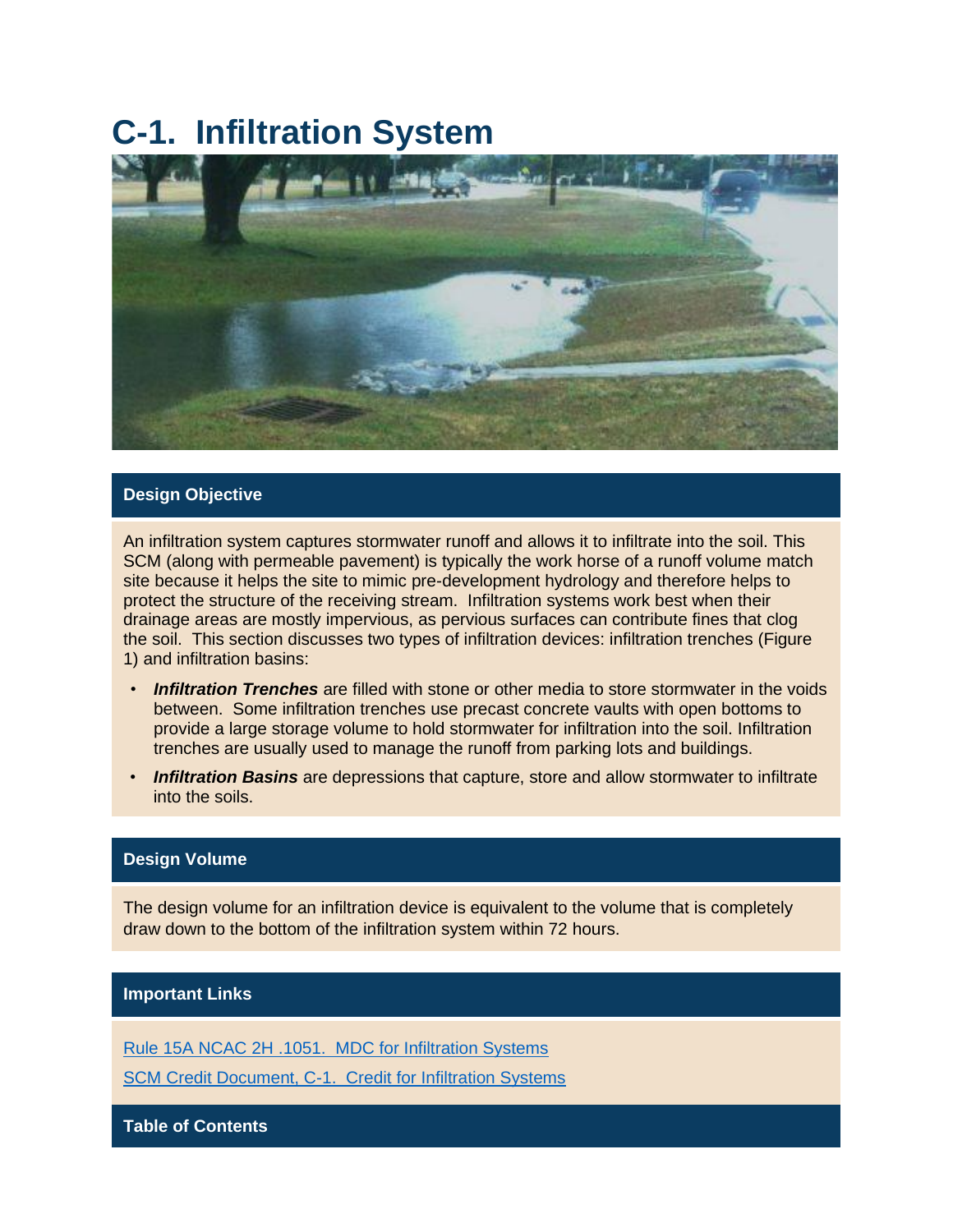# C-1. Infiltration System

## Design Objective

An infiltration system captures stormwater runoff and allows it to infiltrate into the soil. This SCM (along with permeable pavement) is typically the work horse of a runoff volume match site because it helps the site to mimic pre-development hydrology and therefore helps to protect the structure of the receiving stream. Infiltration systems work best when their drainage areas are mostly impervious, as pervious surfaces can contribute fines that clog the soil. This section discusses two types of infiltration devices: infiltration trenches (Figure 1) and infiltration basins:

- ***Infiltration Trenches*** are filled with stone or other media to store stormwater in the voids between. Some infiltration trenches use precast concrete vaults with open bottoms to provide a large storage volume to hold stormwater for infiltration into the soil. Infiltration trenches are usually used to manage the runoff from parking lots and buildings.
- ***Infiltration Basins*** are depressions that capture, store and allow stormwater to infiltrate into the soils.

## Design Volume

The design volume for an infiltration device is equivalent to the volume that is completely draw down to the bottom of the infiltration system within 72 hours.

## Important Links

Rule 15A NCAC 2H .1051. MDC for Infiltration Systems

SCM Credit Document, C-1. Credit for Infiltration Systems

## Table of Contents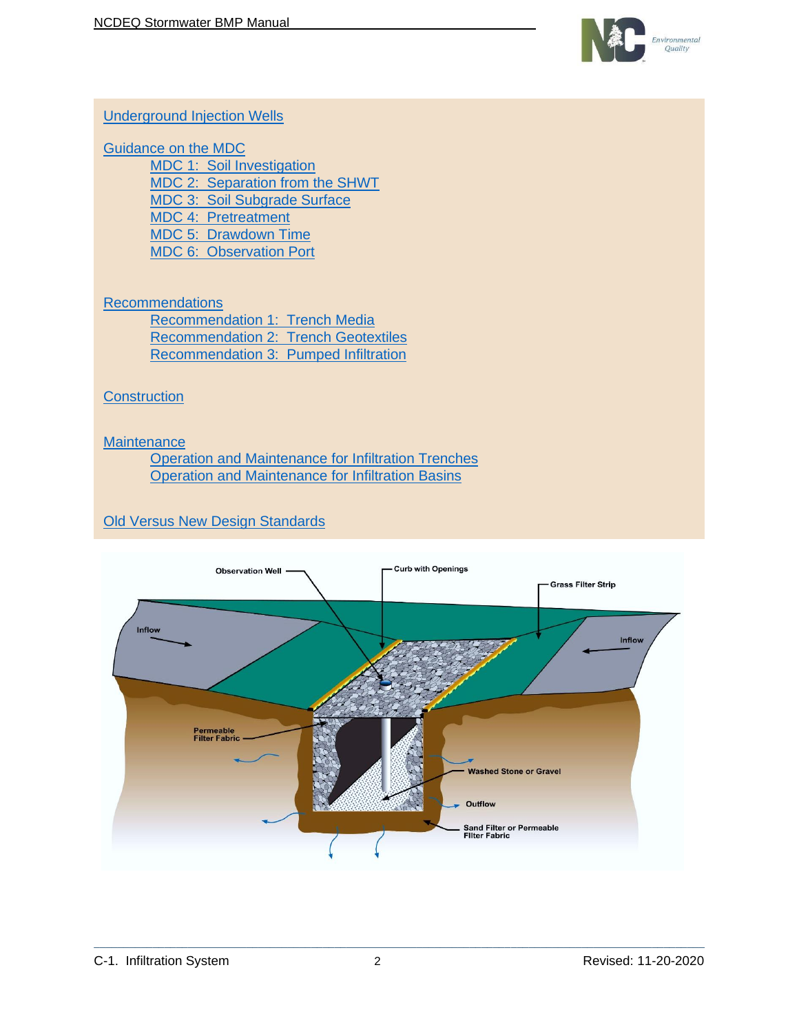Underground Injection Wells

Guidance on the MDC

- MDC 1: Soil Investigation
- MDC 2: Separation from the SHWT
- MDC 3: Soil Subgrade Surface
- MDC 4: Pretreatment
- MDC 5: Drawdown Time
- MDC 6: Observation Port

Recommendations

- Recommendation 1: Trench Media
- Recommendation 2: Trench Geotextiles
- Recommendation 3: Pumped Infiltration

Construction

Maintenance

- Operation and Maintenance for Infiltration Trenches
- Operation and Maintenance for Infiltration Basins

Old Versus New Design Standards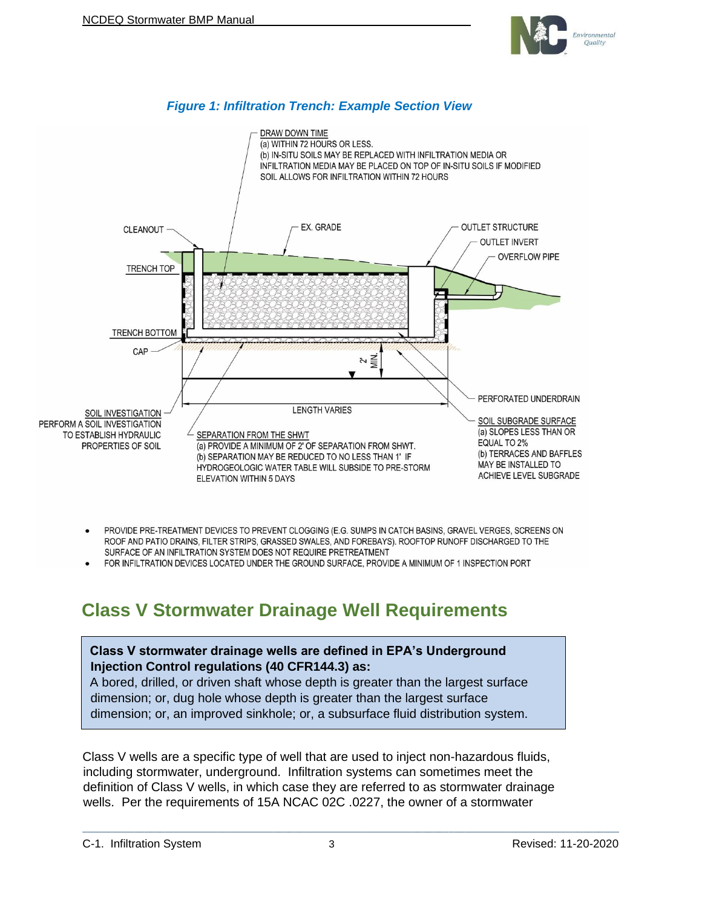*Figure 1: Infiltration Trench: Example Section View*

DRAW DOWN TIME
(a) WITHIN 72 HOURS OR LESS.
(b) IN-SITU SOILS MAY BE REPLACED WITH INFILTRATION MEDIA OR INFILTRATION MEDIA MAY BE PLACED ON TOP OF IN-SITU SOILS IF MODIFIED SOIL ALLOWS FOR INFILTRATION WITHIN 72 HOURS

CLEANOUT

EX. GRADE

OUTLET STRUCTURE

OUTLET INVERT

OVERFLOW PIPE

TRENCH TOP

TRENCH BOTTOM

CAP

2' MIN.

LENGTH VARIES

PERFORATED UNDERDRAIN

SOIL INVESTIGATION
PERFORM A SOIL INVESTIGATION TO ESTABLISH HYDRAULIC PROPERTIES OF SOIL

SEPARATION FROM THE SHWT
(a) PROVIDE A MINIMUM OF 2' OF SEPARATION FROM SHWT.
(b) SEPARATION MAY BE REDUCED TO NO LESS THAN 1' IF HYDROGEOLOGIC WATER TABLE WILL SUBSIDE TO PRE-STORM ELEVATION WITHIN 5 DAYS

SOIL SUBGRADE SURFACE
(a) SLOPES LESS THAN OR EQUAL TO 2%
(b) TERRACES AND BAFFLES MAY BE INSTALLED TO ACHIEVE LEVEL SUBGRADE

- PROVIDE PRE-TREATMENT DEVICES TO PREVENT CLOGGING (E.G. SUMPS IN CATCH BASINS, GRAVEL VERGES, SCREENS ON ROOF AND PATIO DRAINS, FILTER STRIPS, GRASSED SWALES, AND FOREBAYS). ROOFTOP RUNOFF DISCHARGED TO THE SURFACE OF AN INFILTRATION SYSTEM DOES NOT REQUIRE PRETREATMENT
- FOR INFILTRATION DEVICES LOCATED UNDER THE GROUND SURFACE, PROVIDE A MINIMUM OF 1 INSPECTION PORT

## Class V Stormwater Drainage Well Requirements

**Class V stormwater drainage wells are defined in EPA's Underground Injection Control regulations (40 CFR144.3) as:**
A bored, drilled, or driven shaft whose depth is greater than the largest surface dimension; or, dug hole whose depth is greater than the largest surface dimension; or, an improved sinkhole; or, a subsurface fluid distribution system.

Class V wells are a specific type of well that are used to inject non-hazardous fluids, including stormwater, underground. Infiltration systems can sometimes meet the definition of Class V wells, in which case they are referred to as stormwater drainage wells. Per the requirements of 15A NCAC 02C .0227, the owner of a stormwater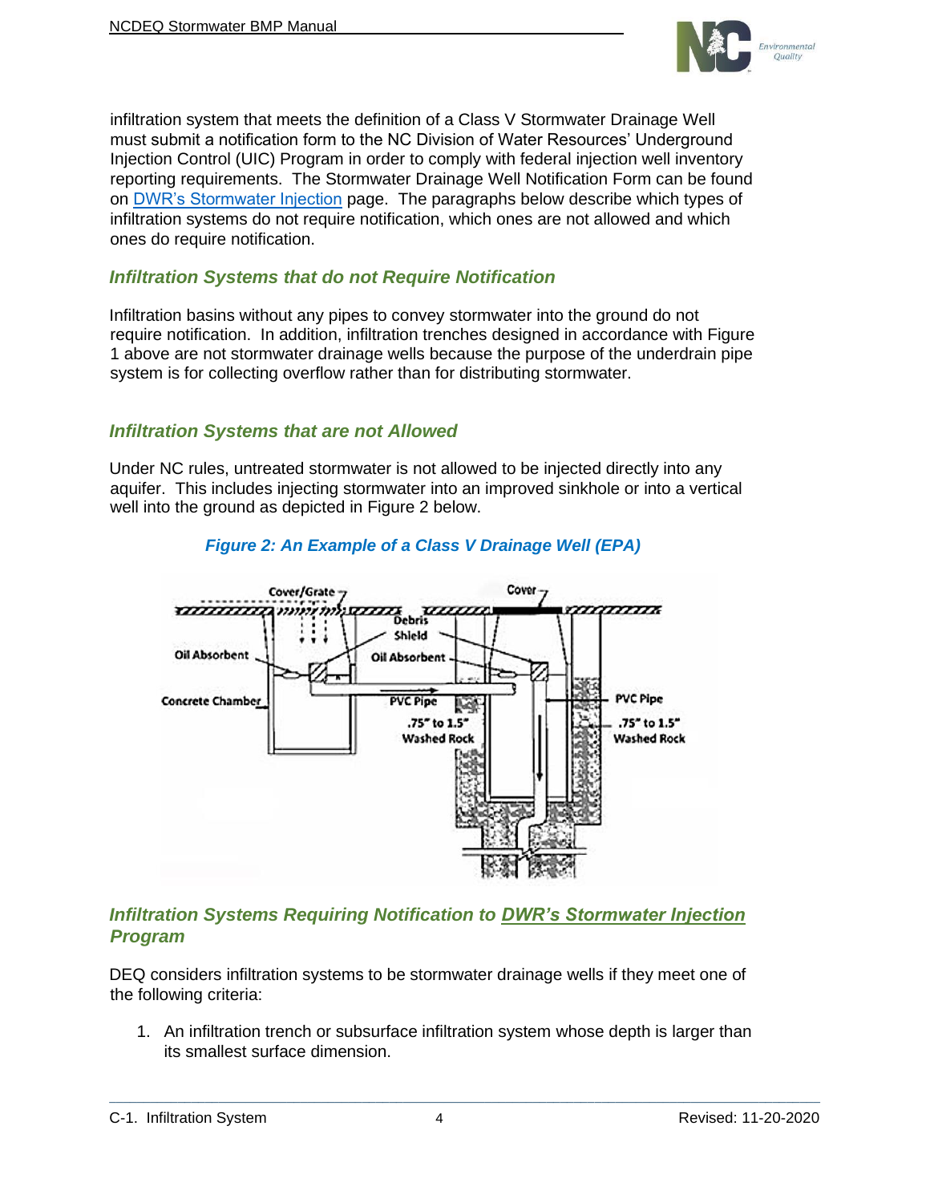infiltration system that meets the definition of a Class V Stormwater Drainage Well must submit a notification form to the NC Division of Water Resources' Underground Injection Control (UIC) Program in order to comply with federal injection well inventory reporting requirements. The Stormwater Drainage Well Notification Form can be found on DWR's Stormwater Injection page. The paragraphs below describe which types of infiltration systems do not require notification, which ones are not allowed and which ones do require notification.

### *Infiltration Systems that do not Require Notification*

Infiltration basins without any pipes to convey stormwater into the ground do not require notification. In addition, infiltration trenches designed in accordance with Figure 1 above are not stormwater drainage wells because the purpose of the underdrain pipe system is for collecting overflow rather than for distributing stormwater.

### *Infiltration Systems that are not Allowed*

Under NC rules, untreated stormwater is not allowed to be injected directly into any aquifer. This includes injecting stormwater into an improved sinkhole or into a vertical well into the ground as depicted in Figure 2 below.

*Figure 2: An Example of a Class V Drainage Well (EPA)*

### *Infiltration Systems Requiring Notification to DWR's Stormwater Injection Program*

DEQ considers infiltration systems to be stormwater drainage wells if they meet one of the following criteria:

1. An infiltration trench or subsurface infiltration system whose depth is larger than its smallest surface dimension.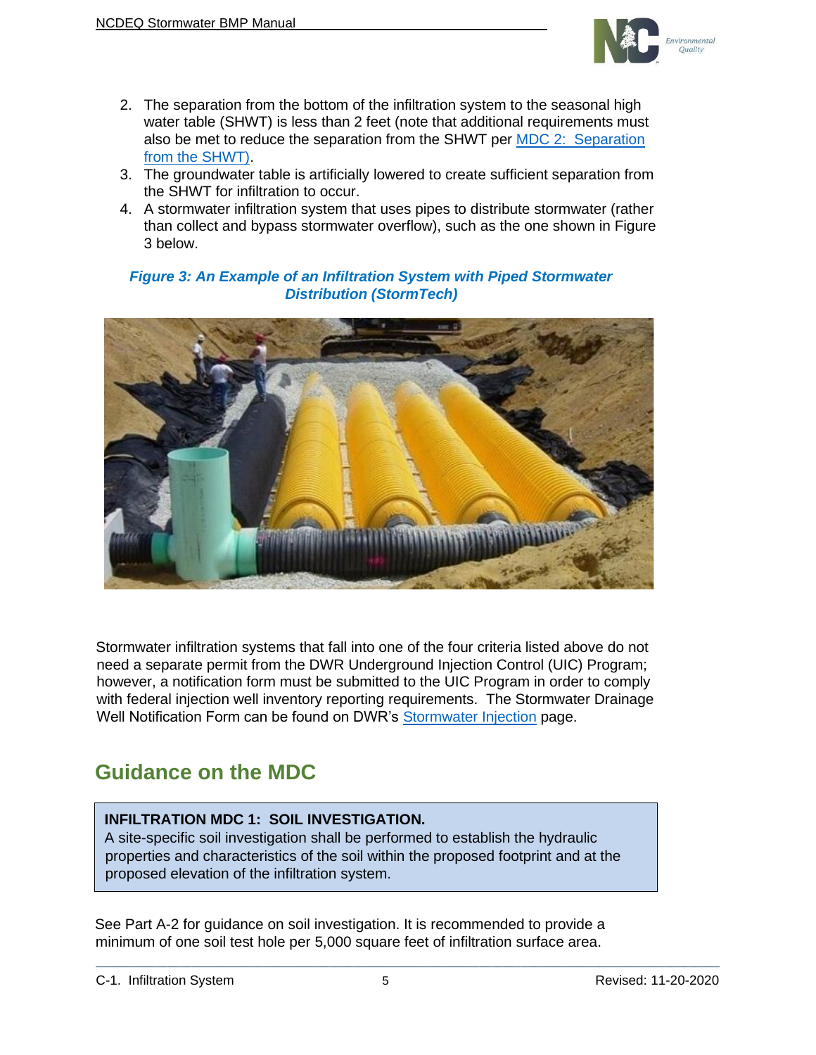2. The separation from the bottom of the infiltration system to the seasonal high water table (SHWT) is less than 2 feet (note that additional requirements must also be met to reduce the separation from the SHWT per MDC 2: Separation from the SHWT).
3. The groundwater table is artificially lowered to create sufficient separation from the SHWT for infiltration to occur.
4. A stormwater infiltration system that uses pipes to distribute stormwater (rather than collect and bypass stormwater overflow), such as the one shown in Figure 3 below.

***Figure 3: An Example of an Infiltration System with Piped Stormwater Distribution (StormTech)***

Stormwater infiltration systems that fall into one of the four criteria listed above do not need a separate permit from the DWR Underground Injection Control (UIC) Program; however, a notification form must be submitted to the UIC Program in order to comply with federal injection well inventory reporting requirements. The Stormwater Drainage Well Notification Form can be found on DWR's Stormwater Injection page.

## Guidance on the MDC

**INFILTRATION MDC 1: SOIL INVESTIGATION.**
A site-specific soil investigation shall be performed to establish the hydraulic properties and characteristics of the soil within the proposed footprint and at the proposed elevation of the infiltration system.

See Part A-2 for guidance on soil investigation. It is recommended to provide a minimum of one soil test hole per 5,000 square feet of infiltration surface area.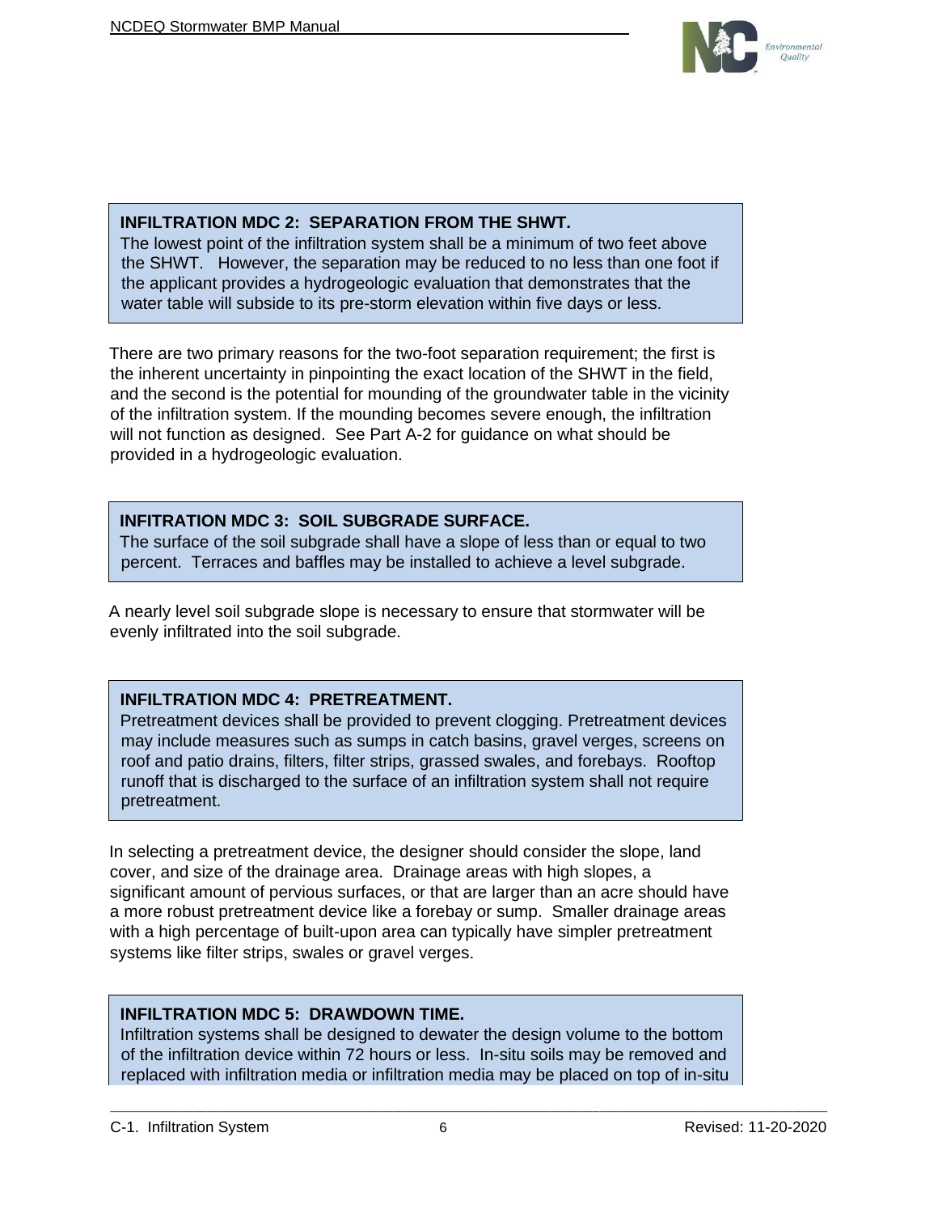**INFILTRATION MDC 2: SEPARATION FROM THE SHWT.**
The lowest point of the infiltration system shall be a minimum of two feet above the SHWT. However, the separation may be reduced to no less than one foot if the applicant provides a hydrogeologic evaluation that demonstrates that the water table will subside to its pre-storm elevation within five days or less.

There are two primary reasons for the two-foot separation requirement; the first is the inherent uncertainty in pinpointing the exact location of the SHWT in the field, and the second is the potential for mounding of the groundwater table in the vicinity of the infiltration system. If the mounding becomes severe enough, the infiltration will not function as designed. See Part A-2 for guidance on what should be provided in a hydrogeologic evaluation.

**INFITRATION MDC 3: SOIL SUBGRADE SURFACE.**
The surface of the soil subgrade shall have a slope of less than or equal to two percent. Terraces and baffles may be installed to achieve a level subgrade.

A nearly level soil subgrade slope is necessary to ensure that stormwater will be evenly infiltrated into the soil subgrade.

**INFILTRATION MDC 4: PRETREATMENT.**
Pretreatment devices shall be provided to prevent clogging. Pretreatment devices may include measures such as sumps in catch basins, gravel verges, screens on roof and patio drains, filters, filter strips, grassed swales, and forebays. Rooftop runoff that is discharged to the surface of an infiltration system shall not require pretreatment.

In selecting a pretreatment device, the designer should consider the slope, land cover, and size of the drainage area. Drainage areas with high slopes, a significant amount of pervious surfaces, or that are larger than an acre should have a more robust pretreatment device like a forebay or sump. Smaller drainage areas with a high percentage of built-upon area can typically have simpler pretreatment systems like filter strips, swales or gravel verges.

**INFILTRATION MDC 5: DRAWDOWN TIME.**
Infiltration systems shall be designed to dewater the design volume to the bottom of the infiltration device within 72 hours or less. In-situ soils may be removed and replaced with infiltration media or infiltration media may be placed on top of in-situ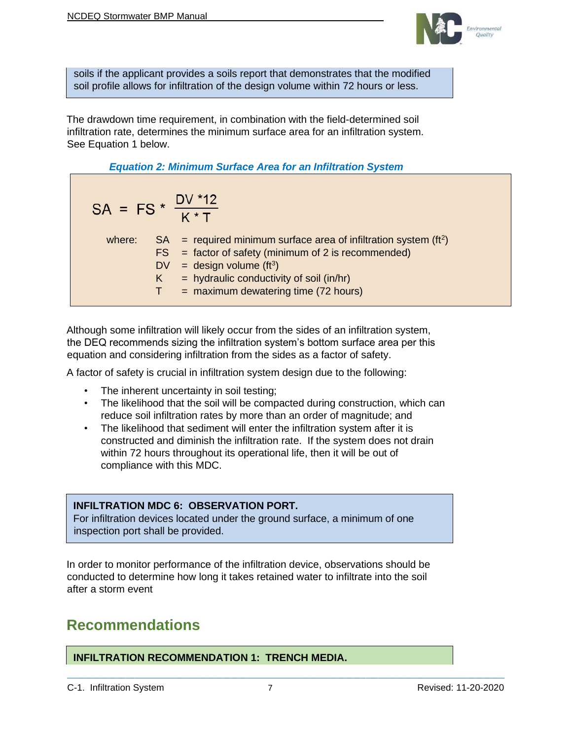soils if the applicant provides a soils report that demonstrates that the modified soil profile allows for infiltration of the design volume within 72 hours or less.

The drawdown time requirement, in combination with the field-determined soil infiltration rate, determines the minimum surface area for an infiltration system. See Equation 1 below.

***Equation 2: Minimum Surface Area for an Infiltration System***

$$SA = FS * \frac{DV * 12}{K * T}$$

where:
- SA = required minimum surface area of infiltration system ($ft^2$)
- FS = factor of safety (minimum of 2 is recommended)
- DV = design volume ($ft^3$)
- K = hydraulic conductivity of soil (in/hr)
- T = maximum dewatering time (72 hours)

Although some infiltration will likely occur from the sides of an infiltration system, the DEQ recommends sizing the infiltration system's bottom surface area per this equation and considering infiltration from the sides as a factor of safety.

A factor of safety is crucial in infiltration system design due to the following:

- The inherent uncertainty in soil testing;
- The likelihood that the soil will be compacted during construction, which can reduce soil infiltration rates by more than an order of magnitude; and
- The likelihood that sediment will enter the infiltration system after it is constructed and diminish the infiltration rate. If the system does not drain within 72 hours throughout its operational life, then it will be out of compliance with this MDC.

**INFILTRATION MDC 6: OBSERVATION PORT.**
For infiltration devices located under the ground surface, a minimum of one inspection port shall be provided.

In order to monitor performance of the infiltration device, observations should be conducted to determine how long it takes retained water to infiltrate into the soil after a storm event

## Recommendations

**INFILTRATION RECOMMENDATION 1: TRENCH MEDIA.**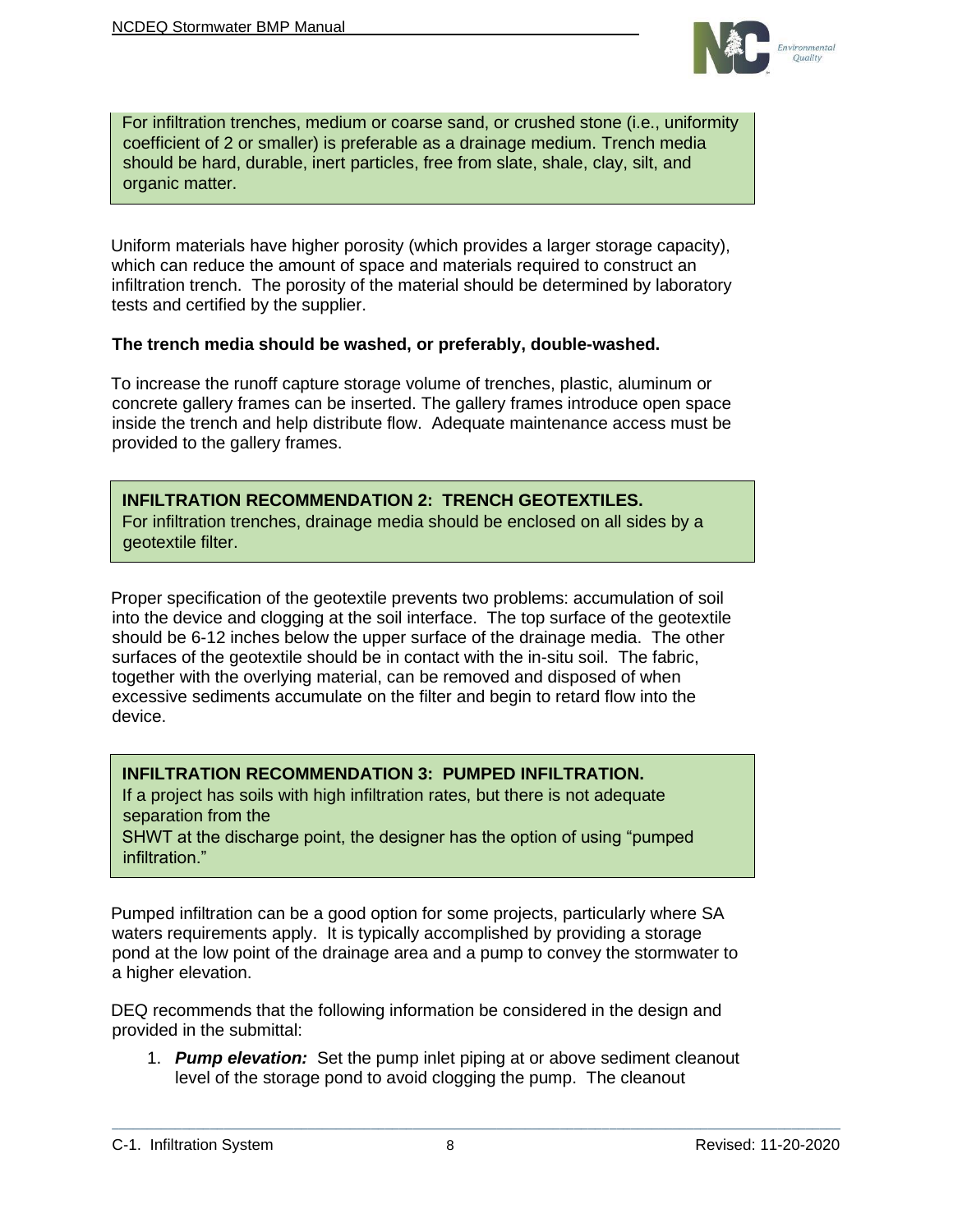For infiltration trenches, medium or coarse sand, or crushed stone (i.e., uniformity coefficient of 2 or smaller) is preferable as a drainage medium. Trench media should be hard, durable, inert particles, free from slate, shale, clay, silt, and organic matter.

Uniform materials have higher porosity (which provides a larger storage capacity), which can reduce the amount of space and materials required to construct an infiltration trench. The porosity of the material should be determined by laboratory tests and certified by the supplier.

**The trench media should be washed, or preferably, double-washed.**

To increase the runoff capture storage volume of trenches, plastic, aluminum or concrete gallery frames can be inserted. The gallery frames introduce open space inside the trench and help distribute flow. Adequate maintenance access must be provided to the gallery frames.

**INFILTRATION RECOMMENDATION 2: TRENCH GEOTEXTILES.**
For infiltration trenches, drainage media should be enclosed on all sides by a geotextile filter.

Proper specification of the geotextile prevents two problems: accumulation of soil into the device and clogging at the soil interface. The top surface of the geotextile should be 6-12 inches below the upper surface of the drainage media. The other surfaces of the geotextile should be in contact with the in-situ soil. The fabric, together with the overlying material, can be removed and disposed of when excessive sediments accumulate on the filter and begin to retard flow into the device.

**INFILTRATION RECOMMENDATION 3: PUMPED INFILTRATION.**
If a project has soils with high infiltration rates, but there is not adequate separation from the SHWT at the discharge point, the designer has the option of using "pumped infiltration."

Pumped infiltration can be a good option for some projects, particularly where SA waters requirements apply. It is typically accomplished by providing a storage pond at the low point of the drainage area and a pump to convey the stormwater to a higher elevation.

DEQ recommends that the following information be considered in the design and provided in the submittal:

1. ***Pump elevation:*** Set the pump inlet piping at or above sediment cleanout level of the storage pond to avoid clogging the pump. The cleanout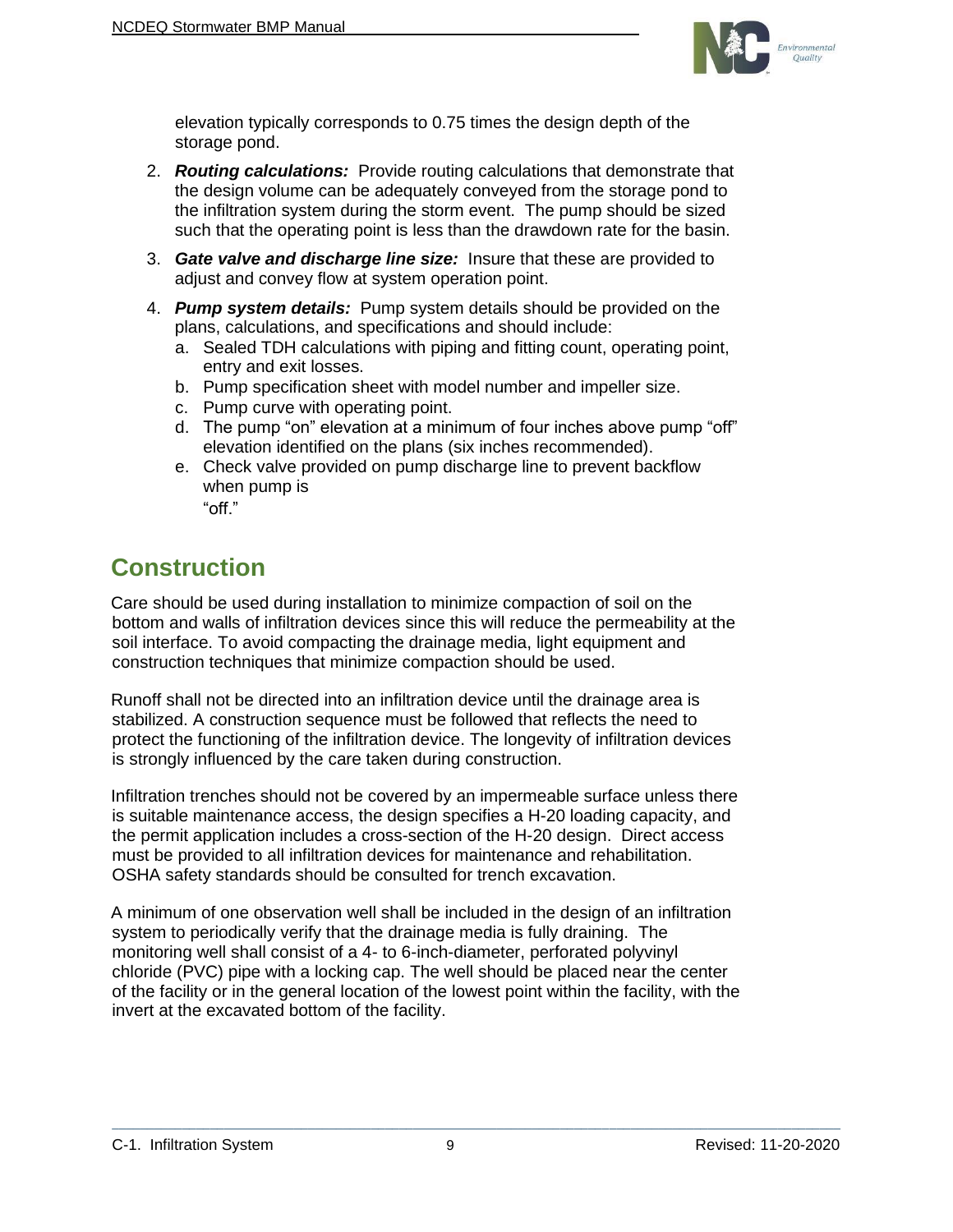elevation typically corresponds to 0.75 times the design depth of the storage pond.

2. ***Routing calculations:*** Provide routing calculations that demonstrate that the design volume can be adequately conveyed from the storage pond to the infiltration system during the storm event. The pump should be sized such that the operating point is less than the drawdown rate for the basin.
3. ***Gate valve and discharge line size:*** Insure that these are provided to adjust and convey flow at system operation point.
4. ***Pump system details:*** Pump system details should be provided on the plans, calculations, and specifications and should include:
   a. Sealed TDH calculations with piping and fitting count, operating point, entry and exit losses.
   b. Pump specification sheet with model number and impeller size.
   c. Pump curve with operating point.
   d. The pump "on" elevation at a minimum of four inches above pump "off" elevation identified on the plans (six inches recommended).
   e. Check valve provided on pump discharge line to prevent backflow when pump is "off."

# Construction

Care should be used during installation to minimize compaction of soil on the bottom and walls of infiltration devices since this will reduce the permeability at the soil interface. To avoid compacting the drainage media, light equipment and construction techniques that minimize compaction should be used.

Runoff shall not be directed into an infiltration device until the drainage area is stabilized. A construction sequence must be followed that reflects the need to protect the functioning of the infiltration device. The longevity of infiltration devices is strongly influenced by the care taken during construction.

Infiltration trenches should not be covered by an impermeable surface unless there is suitable maintenance access, the design specifies a H-20 loading capacity, and the permit application includes a cross-section of the H-20 design. Direct access must be provided to all infiltration devices for maintenance and rehabilitation. OSHA safety standards should be consulted for trench excavation.

A minimum of one observation well shall be included in the design of an infiltration system to periodically verify that the drainage media is fully draining. The monitoring well shall consist of a 4- to 6-inch-diameter, perforated polyvinyl chloride (PVC) pipe with a locking cap. The well should be placed near the center of the facility or in the general location of the lowest point within the facility, with the invert at the excavated bottom of the facility.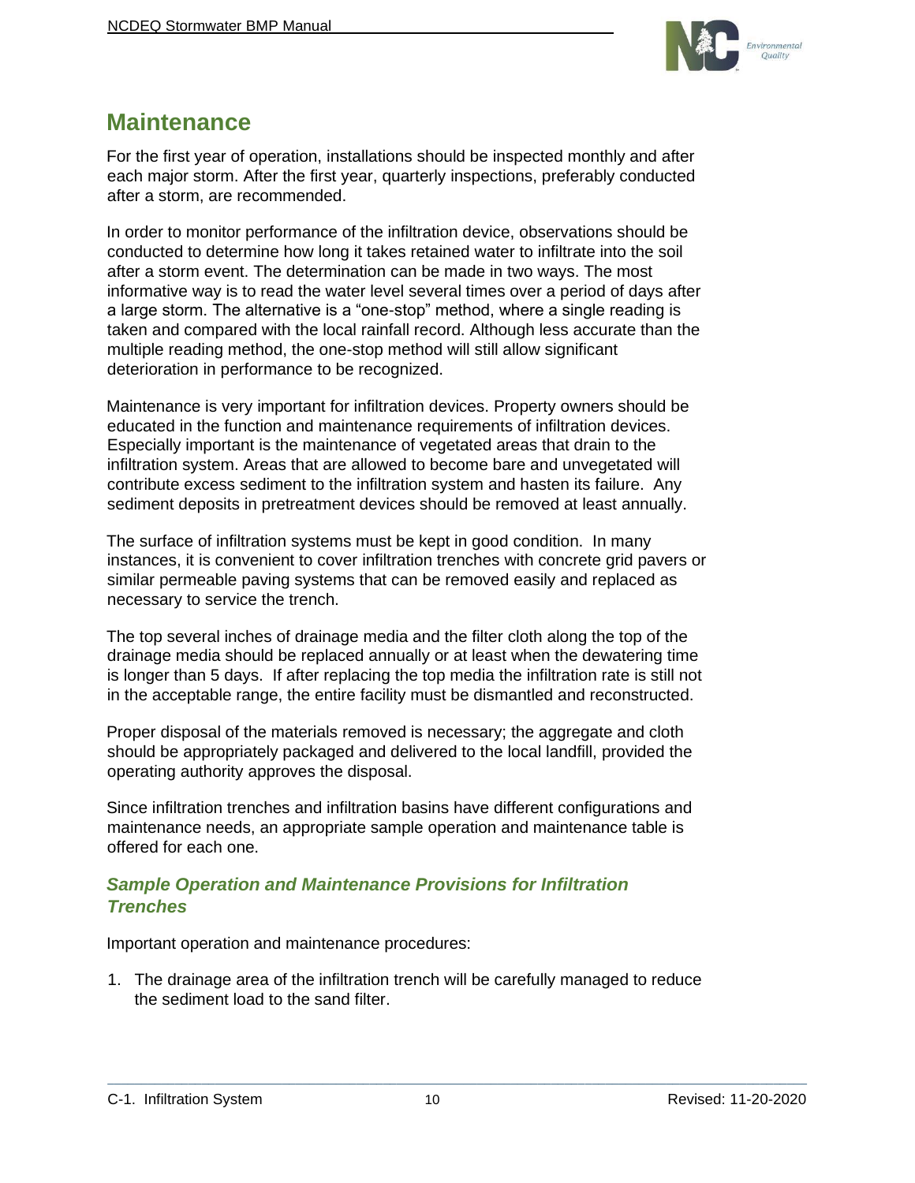## Maintenance

For the first year of operation, installations should be inspected monthly and after each major storm. After the first year, quarterly inspections, preferably conducted after a storm, are recommended.

In order to monitor performance of the infiltration device, observations should be conducted to determine how long it takes retained water to infiltrate into the soil after a storm event. The determination can be made in two ways. The most informative way is to read the water level several times over a period of days after a large storm. The alternative is a "one-stop" method, where a single reading is taken and compared with the local rainfall record. Although less accurate than the multiple reading method, the one-stop method will still allow significant deterioration in performance to be recognized.

Maintenance is very important for infiltration devices. Property owners should be educated in the function and maintenance requirements of infiltration devices. Especially important is the maintenance of vegetated areas that drain to the infiltration system. Areas that are allowed to become bare and unvegetated will contribute excess sediment to the infiltration system and hasten its failure. Any sediment deposits in pretreatment devices should be removed at least annually.

The surface of infiltration systems must be kept in good condition. In many instances, it is convenient to cover infiltration trenches with concrete grid pavers or similar permeable paving systems that can be removed easily and replaced as necessary to service the trench.

The top several inches of drainage media and the filter cloth along the top of the drainage media should be replaced annually or at least when the dewatering time is longer than 5 days. If after replacing the top media the infiltration rate is still not in the acceptable range, the entire facility must be dismantled and reconstructed.

Proper disposal of the materials removed is necessary; the aggregate and cloth should be appropriately packaged and delivered to the local landfill, provided the operating authority approves the disposal.

Since infiltration trenches and infiltration basins have different configurations and maintenance needs, an appropriate sample operation and maintenance table is offered for each one.

### *Sample Operation and Maintenance Provisions for Infiltration Trenches*

Important operation and maintenance procedures:

1. The drainage area of the infiltration trench will be carefully managed to reduce the sediment load to the sand filter.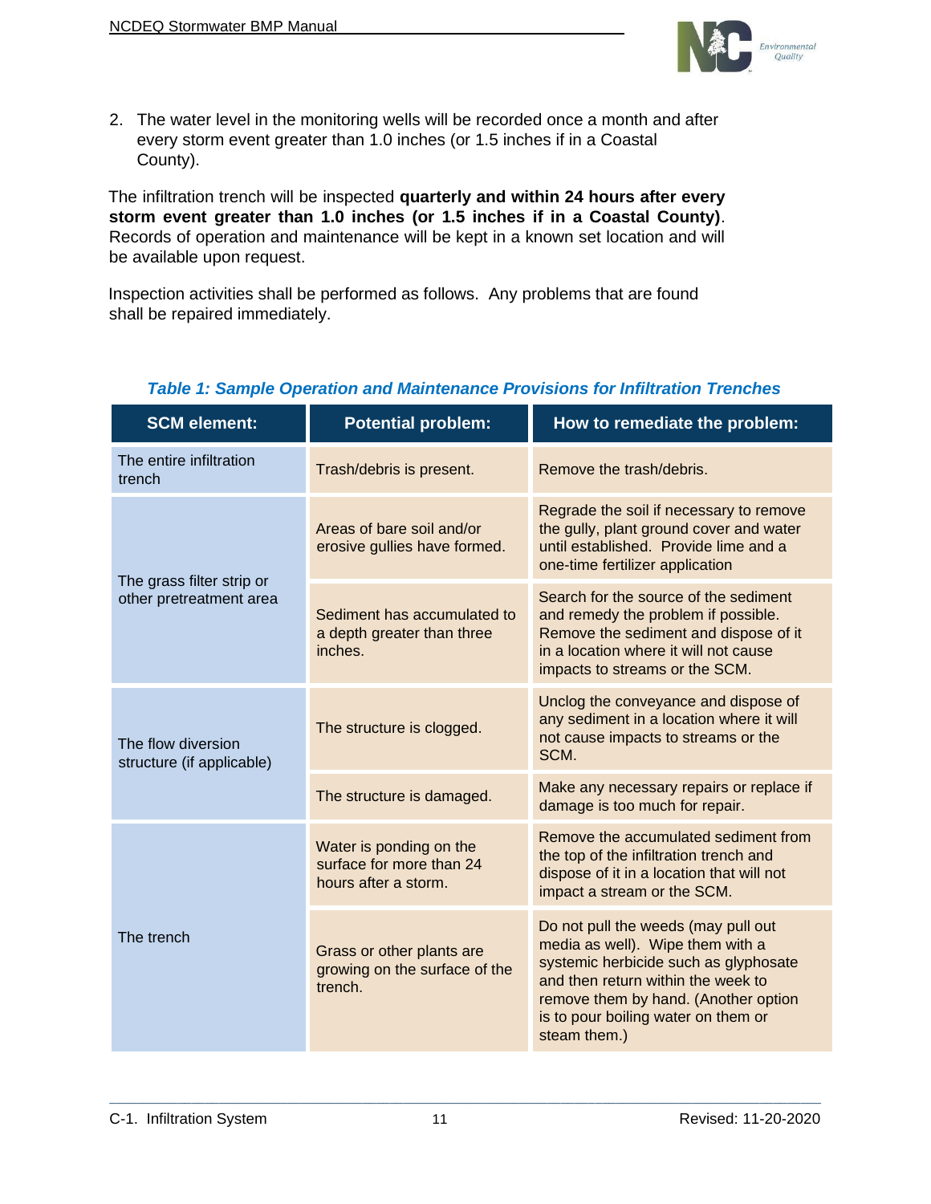2. The water level in the monitoring wells will be recorded once a month and after every storm event greater than 1.0 inches (or 1.5 inches if in a Coastal County).

The infiltration trench will be inspected **quarterly and within 24 hours after every storm event greater than 1.0 inches (or 1.5 inches if in a Coastal County)**. Records of operation and maintenance will be kept in a known set location and will be available upon request.

Inspection activities shall be performed as follows. Any problems that are found shall be repaired immediately.

***Table 1: Sample Operation and Maintenance Provisions for Infiltration Trenches***

| SCM element: | Potential problem: | How to remediate the problem: |
|---|---|---|
| The entire infiltration trench | Trash/debris is present. | Remove the trash/debris. |
| The grass filter strip or other pretreatment area | Areas of bare soil and/or erosive gullies have formed. | Regrade the soil if necessary to remove the gully, plant ground cover and water until established. Provide lime and a one-time fertilizer application |
| | Sediment has accumulated to a depth greater than three inches. | Search for the source of the sediment and remedy the problem if possible. Remove the sediment and dispose of it in a location where it will not cause impacts to streams or the SCM. |
| The flow diversion structure (if applicable) | The structure is clogged. | Unclog the conveyance and dispose of any sediment in a location where it will not cause impacts to streams or the SCM. |
| | The structure is damaged. | Make any necessary repairs or replace if damage is too much for repair. |
| The trench | Water is ponding on the surface for more than 24 hours after a storm. | Remove the accumulated sediment from the top of the infiltration trench and dispose of it in a location that will not impact a stream or the SCM. |
| | Grass or other plants are growing on the surface of the trench. | Do not pull the weeds (may pull out media as well). Wipe them with a systemic herbicide such as glyphosate and then return within the week to remove them by hand. (Another option is to pour boiling water on them or steam them.) |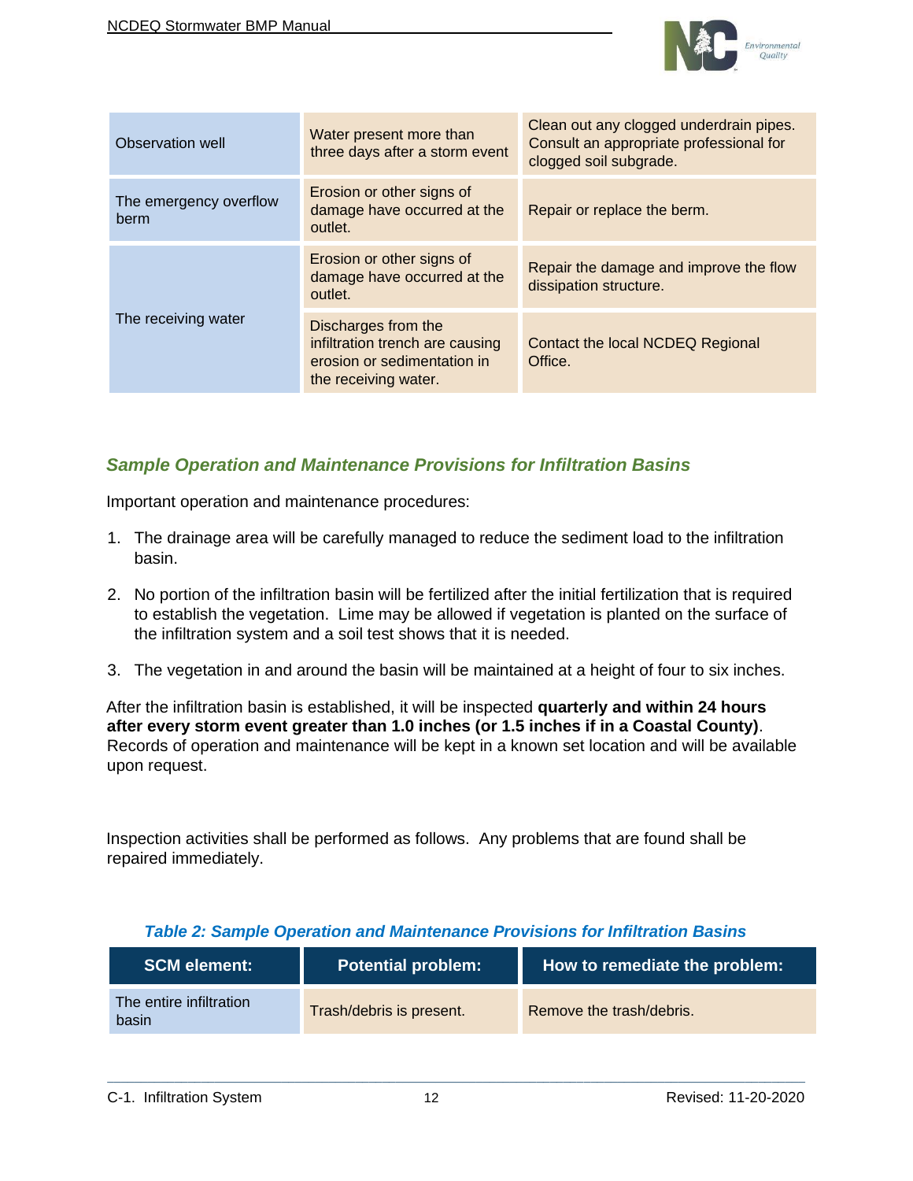| | | |
|---|---|---|
| Observation well | Water present more than three days after a storm event | Clean out any clogged underdrain pipes. Consult an appropriate professional for clogged soil subgrade. |
| The emergency overflow berm | Erosion or other signs of damage have occurred at the outlet. | Repair or replace the berm. |
| The receiving water | Erosion or other signs of damage have occurred at the outlet. | Repair the damage and improve the flow dissipation structure. |
| | Discharges from the infiltration trench are causing erosion or sedimentation in the receiving water. | Contact the local NCDEQ Regional Office. |

### *Sample Operation and Maintenance Provisions for Infiltration Basins*

Important operation and maintenance procedures:

1. The drainage area will be carefully managed to reduce the sediment load to the infiltration basin.
2. No portion of the infiltration basin will be fertilized after the initial fertilization that is required to establish the vegetation. Lime may be allowed if vegetation is planted on the surface of the infiltration system and a soil test shows that it is needed.
3. The vegetation in and around the basin will be maintained at a height of four to six inches.

After the infiltration basin is established, it will be inspected **quarterly and within 24 hours after every storm event greater than 1.0 inches (or 1.5 inches if in a Coastal County)**. Records of operation and maintenance will be kept in a known set location and will be available upon request.

Inspection activities shall be performed as follows. Any problems that are found shall be repaired immediately.

*Table 2: Sample Operation and Maintenance Provisions for Infiltration Basins*

| SCM element: | Potential problem: | How to remediate the problem: |
|---|---|---|
| The entire infiltration basin | Trash/debris is present. | Remove the trash/debris. |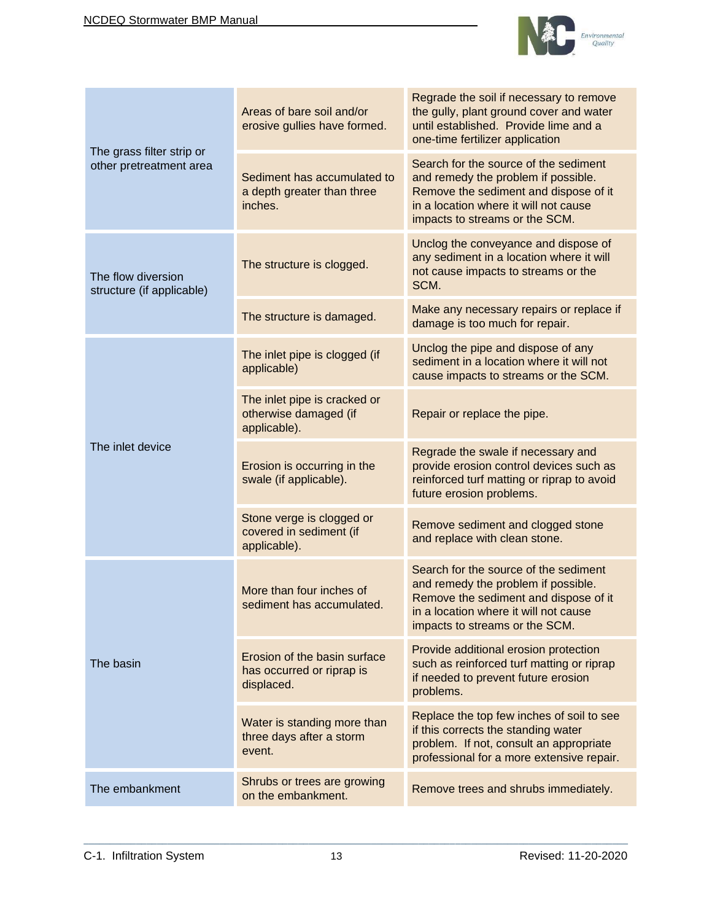| | | |
|---|---|---|
| The grass filter strip or other pretreatment area | Areas of bare soil and/or erosive gullies have formed. | Regrade the soil if necessary to remove the gully, plant ground cover and water until established. Provide lime and a one-time fertilizer application |
| | Sediment has accumulated to a depth greater than three inches. | Search for the source of the sediment and remedy the problem if possible. Remove the sediment and dispose of it in a location where it will not cause impacts to streams or the SCM. |
| The flow diversion structure (if applicable) | The structure is clogged. | Unclog the conveyance and dispose of any sediment in a location where it will not cause impacts to streams or the SCM. |
| | The structure is damaged. | Make any necessary repairs or replace if damage is too much for repair. |
| The inlet device | The inlet pipe is clogged (if applicable) | Unclog the pipe and dispose of any sediment in a location where it will not cause impacts to streams or the SCM. |
| | The inlet pipe is cracked or otherwise damaged (if applicable). | Repair or replace the pipe. |
| | Erosion is occurring in the swale (if applicable). | Regrade the swale if necessary and provide erosion control devices such as reinforced turf matting or riprap to avoid future erosion problems. |
| | Stone verge is clogged or covered in sediment (if applicable). | Remove sediment and clogged stone and replace with clean stone. |
| The basin | More than four inches of sediment has accumulated. | Search for the source of the sediment and remedy the problem if possible. Remove the sediment and dispose of it in a location where it will not cause impacts to streams or the SCM. |
| | Erosion of the basin surface has occurred or riprap is displaced. | Provide additional erosion protection such as reinforced turf matting or riprap if needed to prevent future erosion problems. |
| | Water is standing more than three days after a storm event. | Replace the top few inches of soil to see if this corrects the standing water problem. If not, consult an appropriate professional for a more extensive repair. |
| The embankment | Shrubs or trees are growing on the embankment. | Remove trees and shrubs immediately. |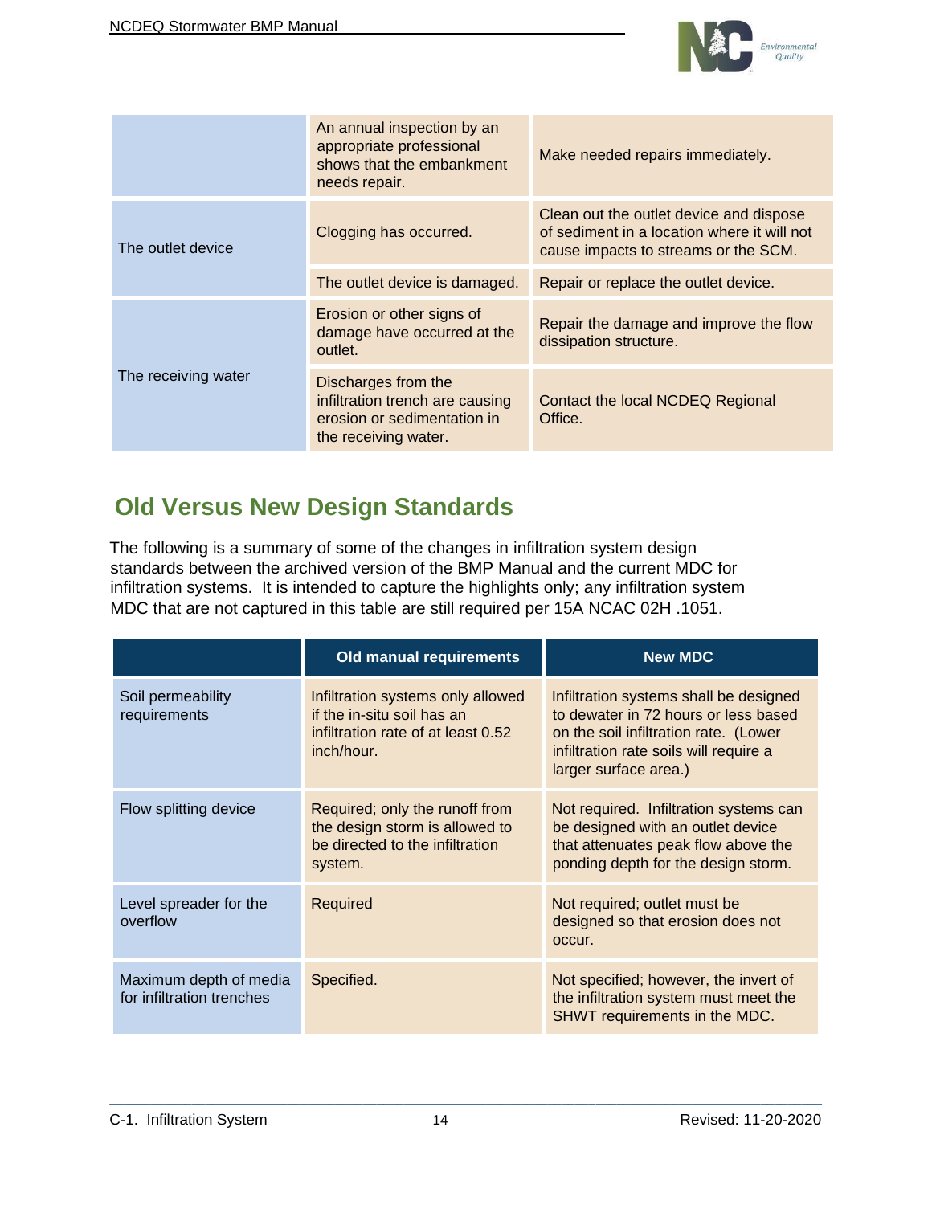| | | |
|---|---|---|
| | An annual inspection by an appropriate professional shows that the embankment needs repair. | Make needed repairs immediately. |
| The outlet device | Clogging has occurred. | Clean out the outlet device and dispose of sediment in a location where it will not cause impacts to streams or the SCM. |
| | The outlet device is damaged. | Repair or replace the outlet device. |
| The receiving water | Erosion or other signs of damage have occurred at the outlet. | Repair the damage and improve the flow dissipation structure. |
| | Discharges from the infiltration trench are causing erosion or sedimentation in the receiving water. | Contact the local NCDEQ Regional Office. |

## Old Versus New Design Standards

The following is a summary of some of the changes in infiltration system design standards between the archived version of the BMP Manual and the current MDC for infiltration systems. It is intended to capture the highlights only; any infiltration system MDC that are not captured in this table are still required per 15A NCAC 02H .1051.

| | Old manual requirements | New MDC |
|---|---|---|
| Soil permeability requirements | Infiltration systems only allowed if the in-situ soil has an infiltration rate of at least 0.52 inch/hour. | Infiltration systems shall be designed to dewater in 72 hours or less based on the soil infiltration rate. (Lower infiltration rate soils will require a larger surface area.) |
| Flow splitting device | Required; only the runoff from the design storm is allowed to be directed to the infiltration system. | Not required. Infiltration systems can be designed with an outlet device that attenuates peak flow above the ponding depth for the design storm. |
| Level spreader for the overflow | Required | Not required; outlet must be designed so that erosion does not occur. |
| Maximum depth of media for infiltration trenches | Specified. | Not specified; however, the invert of the infiltration system must meet the SHWT requirements in the MDC. |